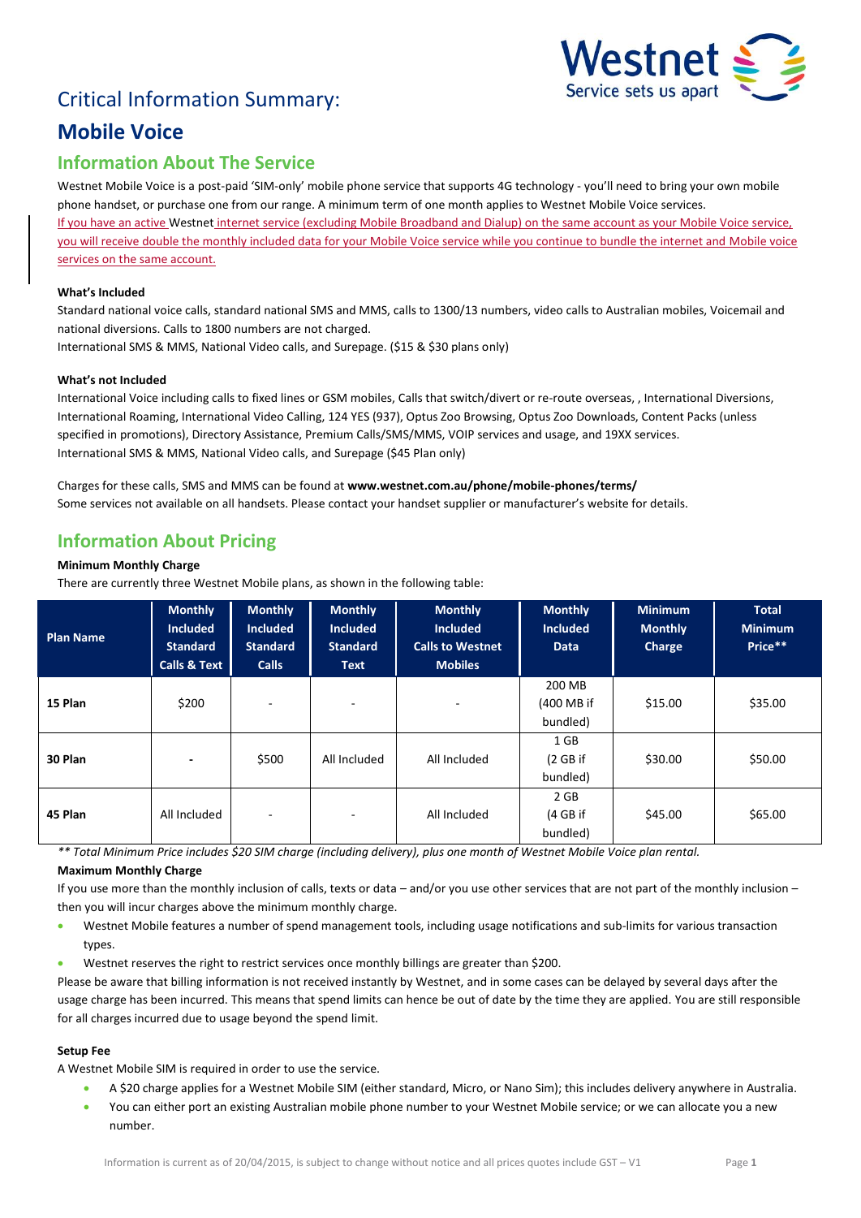# Critical Information Summary:

# Mobile Voice

## Information About The Service

Westnet Mobile Voice is a post-paid 'SIM-only' mobile phone service that supports 4G technology - you'll need to bring your own mobile phone handset, or purchase one from our range. A minimum term of one month applies to Westnet Mobile Voice services.

If you have an active Westnet internet service (excluding Mobile Broadband and Dialup) on the same account as your Mobile Voice service, you will receive double the monthly included data for your Mobile Voice service while you continue to bundle the internet and Mobile voice services on the same account.

**What's Included**

Standard national voice calls, standard national SMS and MMS, calls to 1300/13 numbers, video calls to Australian mobiles, Voicemail and national diversions. Calls to 1800 numbers are not charged.

International SMS & MMS, National Video calls, and Surepage. ($15 & $30 plans only)

**What's not Included**

International Voice including calls to fixed lines or GSM mobiles, Calls that switch/divert or re-route overseas, , International Diversions, International Roaming, International Video Calling, 124 YES (937), Optus Zoo Browsing, Optus Zoo Downloads, Content Packs (unless specified in promotions), Directory Assistance, Premium Calls/SMS/MMS, VOIP services and usage, and 19XX services.

International SMS & MMS, National Video calls, and Surepage ($45 Plan only)

Charges for these calls, SMS and MMS can be found at **www.westnet.com.au/phone/mobile-phones/terms/**

Some services not available on all handsets. Please contact your handset supplier or manufacturer's website for details.

## Information About Pricing

**Minimum Monthly Charge**

There are currently three Westnet Mobile plans, as shown in the following table:

| Plan Name | Monthly Included Standard Calls & Text | Monthly Included Standard Calls | Monthly Included Standard Text | Monthly Included Calls to Westnet Mobiles | Monthly Included Data | Minimum Monthly Charge | Total Minimum Price** |
|---|---|---|---|---|---|---|---|
| **15 Plan** | $200 | - | - | - | 200 MB (400 MB if bundled) | $15.00 | $35.00 |
| **30 Plan** | **-** | $500 | All Included | All Included | 1 GB (2 GB if bundled) | $30.00 | $50.00 |
| **45 Plan** | All Included | - | - | All Included | 2 GB (4 GB if bundled) | $45.00 | $65.00 |

*** Total Minimum Price includes $20 SIM charge (including delivery), plus one month of Westnet Mobile Voice plan rental.*

**Maximum Monthly Charge**

If you use more than the monthly inclusion of calls, texts or data – and/or you use other services that are not part of the monthly inclusion – then you will incur charges above the minimum monthly charge.

- Westnet Mobile features a number of spend management tools, including usage notifications and sub-limits for various transaction types.
- Westnet reserves the right to restrict services once monthly billings are greater than $200.

Please be aware that billing information is not received instantly by Westnet, and in some cases can be delayed by several days after the usage charge has been incurred. This means that spend limits can hence be out of date by the time they are applied. You are still responsible for all charges incurred due to usage beyond the spend limit.

**Setup Fee**

A Westnet Mobile SIM is required in order to use the service.

- A $20 charge applies for a Westnet Mobile SIM (either standard, Micro, or Nano Sim); this includes delivery anywhere in Australia.
- You can either port an existing Australian mobile phone number to your Westnet Mobile service; or we can allocate you a new number.

Information is current as of 20/04/2015, is subject to change without notice and all prices quotes include GST – V1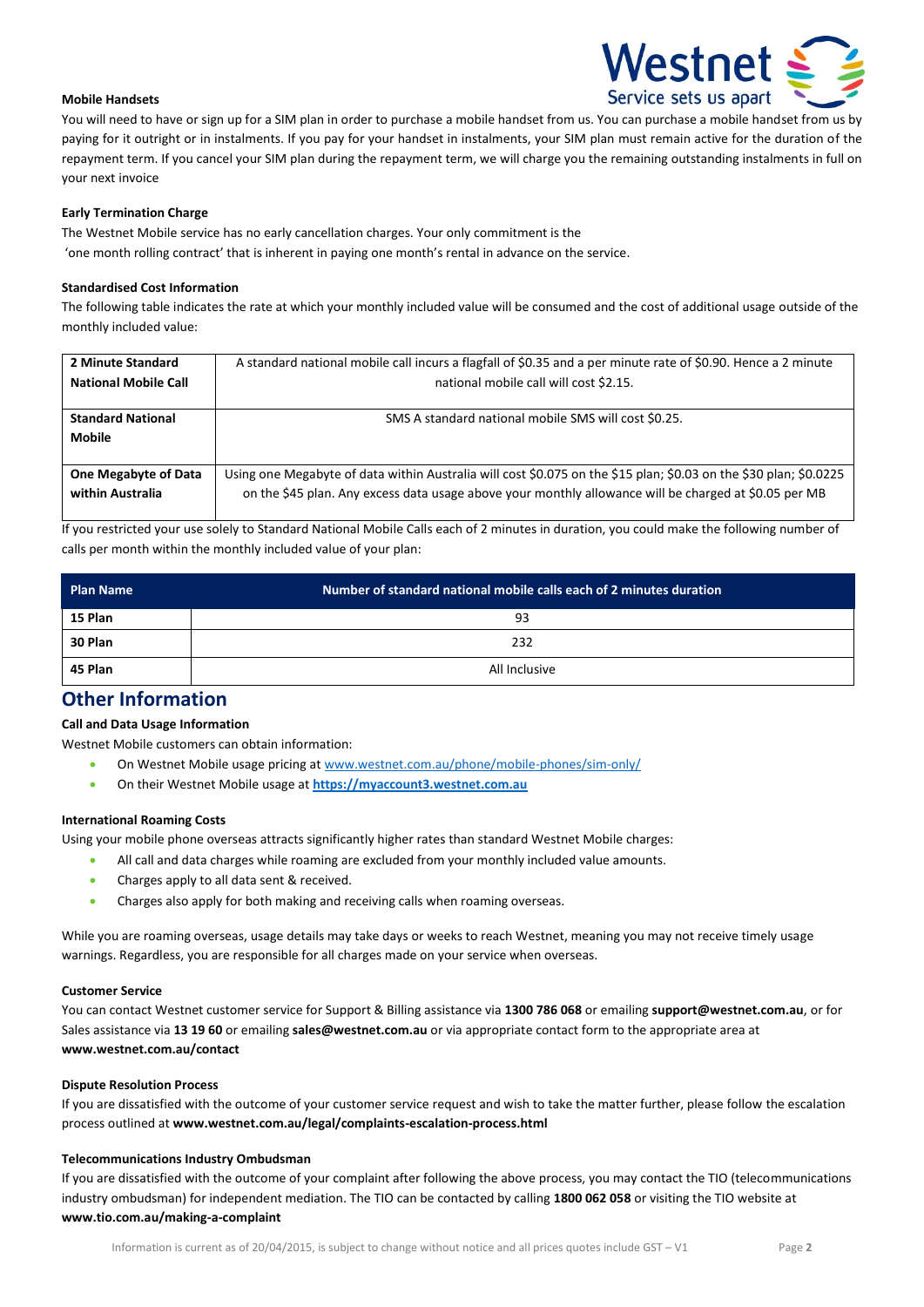**Mobile Handsets**

You will need to have or sign up for a SIM plan in order to purchase a mobile handset from us. You can purchase a mobile handset from us by paying for it outright or in instalments. If you pay for your handset in instalments, your SIM plan must remain active for the duration of the repayment term. If you cancel your SIM plan during the repayment term, we will charge you the remaining outstanding instalments in full on your next invoice

**Early Termination Charge**

The Westnet Mobile service has no early cancellation charges. Your only commitment is the 'one month rolling contract' that is inherent in paying one month's rental in advance on the service.

**Standardised Cost Information**

The following table indicates the rate at which your monthly included value will be consumed and the cost of additional usage outside of the monthly included value:

| | |
|---|---|
| **2 Minute Standard National Mobile Call** | A standard national mobile call incurs a flagfall of $0.35 and a per minute rate of $0.90. Hence a 2 minute national mobile call will cost $2.15. |
| **Standard National Mobile** | SMS A standard national mobile SMS will cost $0.25. |
| **One Megabyte of Data within Australia** | Using one Megabyte of data within Australia will cost $0.075 on the $15 plan; $0.03 on the $30 plan; $0.0225 on the $45 plan. Any excess data usage above your monthly allowance will be charged at $0.05 per MB |

If you restricted your use solely to Standard National Mobile Calls each of 2 minutes in duration, you could make the following number of calls per month within the monthly included value of your plan:

| Plan Name | Number of standard national mobile calls each of 2 minutes duration |
|---|---|
| **15 Plan** | 93 |
| **30 Plan** | 232 |
| **45 Plan** | All Inclusive |

## Other Information

**Call and Data Usage Information**

Westnet Mobile customers can obtain information:

- On Westnet Mobile usage pricing at www.westnet.com.au/phone/mobile-phones/sim-only/
- On their Westnet Mobile usage at **https://myaccount3.westnet.com.au**

**International Roaming Costs**

Using your mobile phone overseas attracts significantly higher rates than standard Westnet Mobile charges:

- All call and data charges while roaming are excluded from your monthly included value amounts.
- Charges apply to all data sent & received.
- Charges also apply for both making and receiving calls when roaming overseas.

While you are roaming overseas, usage details may take days or weeks to reach Westnet, meaning you may not receive timely usage warnings. Regardless, you are responsible for all charges made on your service when overseas.

**Customer Service**

You can contact Westnet customer service for Support & Billing assistance via **1300 786 068** or emailing **support@westnet.com.au**, or for Sales assistance via **13 19 60** or emailing **sales@westnet.com.au** or via appropriate contact form to the appropriate area at **www.westnet.com.au/contact**

**Dispute Resolution Process**

If you are dissatisfied with the outcome of your customer service request and wish to take the matter further, please follow the escalation process outlined at **www.westnet.com.au/legal/complaints-escalation-process.html**

**Telecommunications Industry Ombudsman**

If you are dissatisfied with the outcome of your complaint after following the above process, you may contact the TIO (telecommunications industry ombudsman) for independent mediation. The TIO can be contacted by calling **1800 062 058** or visiting the TIO website at **www.tio.com.au/making-a-complaint**

Information is current as of 20/04/2015, is subject to change without notice and all prices quotes include GST – V1